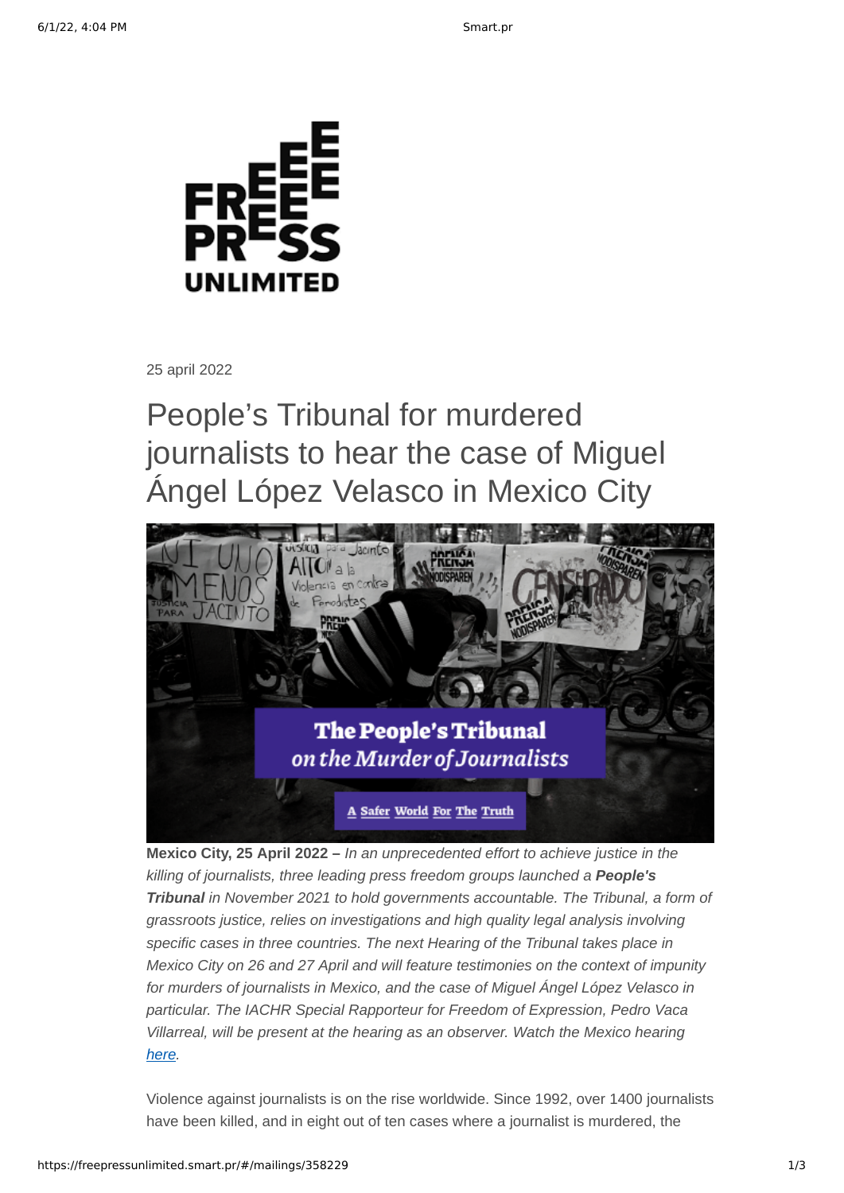25 april 2022

# People's Tribunal for murdered journalists to hear the case of Miguel Ángel López Velasco in Mexico City

**Mexico City, 25 April 2022 –** *In an unprecedented effort to achieve justice in the killing of journalists, three leading press freedom groups launched a* ***People's Tribunal*** *in November 2021 to hold governments accountable. The Tribunal, a form of grassroots justice, relies on investigations and high quality legal analysis involving specific cases in three countries. The next Hearing of the Tribunal takes place in Mexico City on 26 and 27 April and will feature testimonies on the context of impunity for murders of journalists in Mexico, and the case of Miguel Ángel López Velasco in particular. The IACHR Special Rapporteur for Freedom of Expression, Pedro Vaca Villarreal, will be present at the hearing as an observer. Watch the Mexico hearing [here](#).*

Violence against journalists is on the rise worldwide. Since 1992, over 1400 journalists have been killed, and in eight out of ten cases where a journalist is murdered, the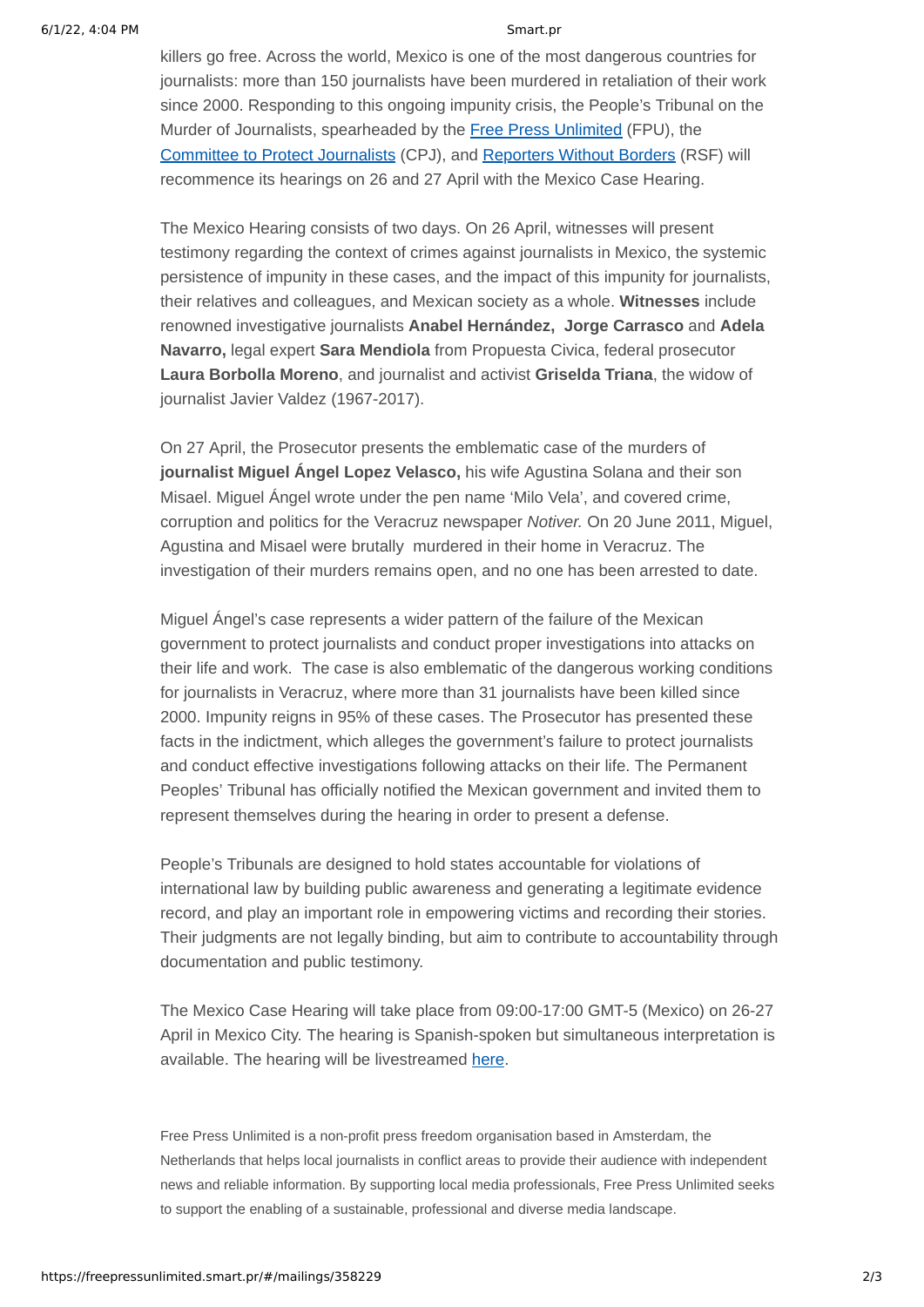killers go free. Across the world, Mexico is one of the most dangerous countries for journalists: more than 150 journalists have been murdered in retaliation of their work since 2000. Responding to this ongoing impunity crisis, the People's Tribunal on the Murder of Journalists, spearheaded by the Free Press Unlimited (FPU), the Committee to Protect Journalists (CPJ), and Reporters Without Borders (RSF) will recommence its hearings on 26 and 27 April with the Mexico Case Hearing.

The Mexico Hearing consists of two days. On 26 April, witnesses will present testimony regarding the context of crimes against journalists in Mexico, the systemic persistence of impunity in these cases, and the impact of this impunity for journalists, their relatives and colleagues, and Mexican society as a whole. **Witnesses** include renowned investigative journalists **Anabel Hernández, Jorge Carrasco** and **Adela Navarro,** legal expert **Sara Mendiola** from Propuesta Civica, federal prosecutor **Laura Borbolla Moreno**, and journalist and activist **Griselda Triana**, the widow of journalist Javier Valdez (1967-2017).

On 27 April, the Prosecutor presents the emblematic case of the murders of **journalist Miguel Ángel Lopez Velasco,** his wife Agustina Solana and their son Misael. Miguel Ángel wrote under the pen name 'Milo Vela', and covered crime, corruption and politics for the Veracruz newspaper *Notiver.* On 20 June 2011, Miguel, Agustina and Misael were brutally murdered in their home in Veracruz. The investigation of their murders remains open, and no one has been arrested to date.

Miguel Ángel's case represents a wider pattern of the failure of the Mexican government to protect journalists and conduct proper investigations into attacks on their life and work. The case is also emblematic of the dangerous working conditions for journalists in Veracruz, where more than 31 journalists have been killed since 2000. Impunity reigns in 95% of these cases. The Prosecutor has presented these facts in the indictment, which alleges the government's failure to protect journalists and conduct effective investigations following attacks on their life. The Permanent Peoples' Tribunal has officially notified the Mexican government and invited them to represent themselves during the hearing in order to present a defense.

People's Tribunals are designed to hold states accountable for violations of international law by building public awareness and generating a legitimate evidence record, and play an important role in empowering victims and recording their stories. Their judgments are not legally binding, but aim to contribute to accountability through documentation and public testimony.

The Mexico Case Hearing will take place from 09:00-17:00 GMT-5 (Mexico) on 26-27 April in Mexico City. The hearing is Spanish-spoken but simultaneous interpretation is available. The hearing will be livestreamed here.

Free Press Unlimited is a non-profit press freedom organisation based in Amsterdam, the Netherlands that helps local journalists in conflict areas to provide their audience with independent news and reliable information. By supporting local media professionals, Free Press Unlimited seeks to support the enabling of a sustainable, professional and diverse media landscape.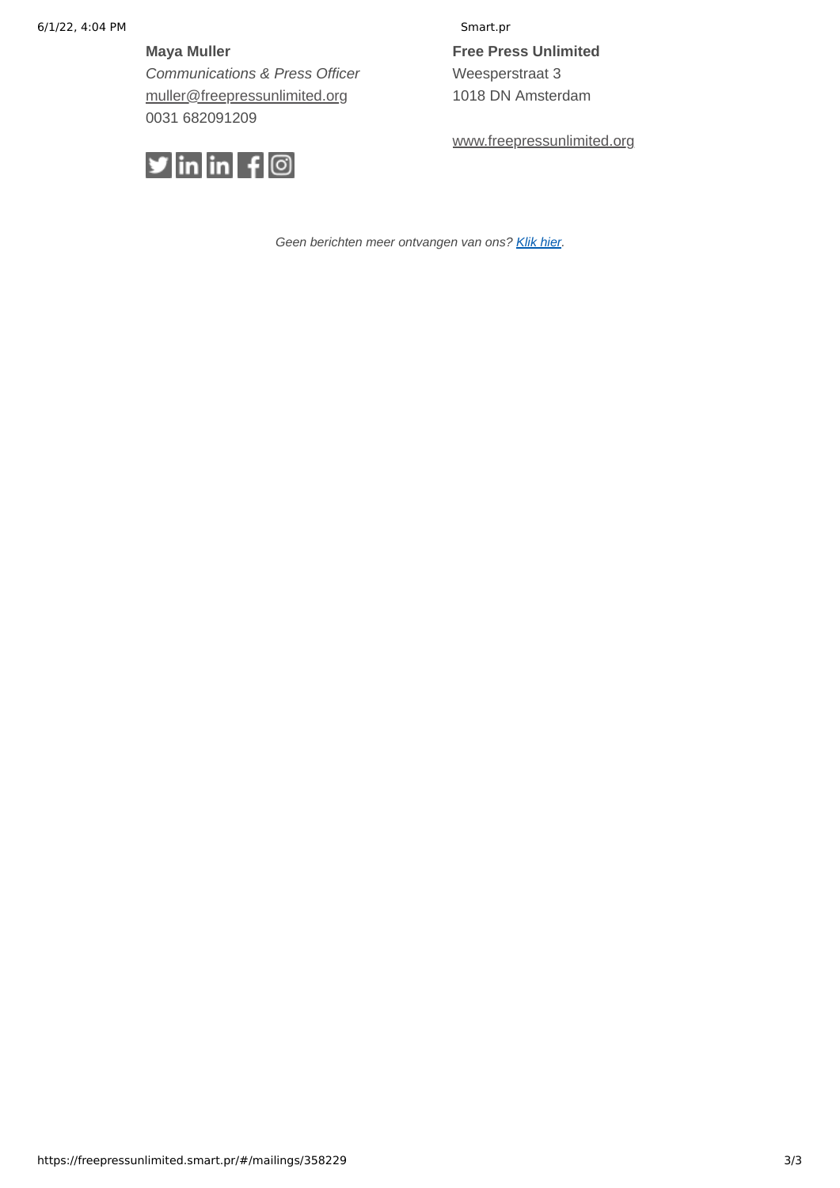**Maya Muller**
*Communications & Press Officer*
muller@freepressunlimited.org
0031 682091209

**Free Press Unlimited**
Weesperstraat 3
1018 DN Amsterdam

www.freepressunlimited.org

*Geen berichten meer ontvangen van ons? Klik hier.*